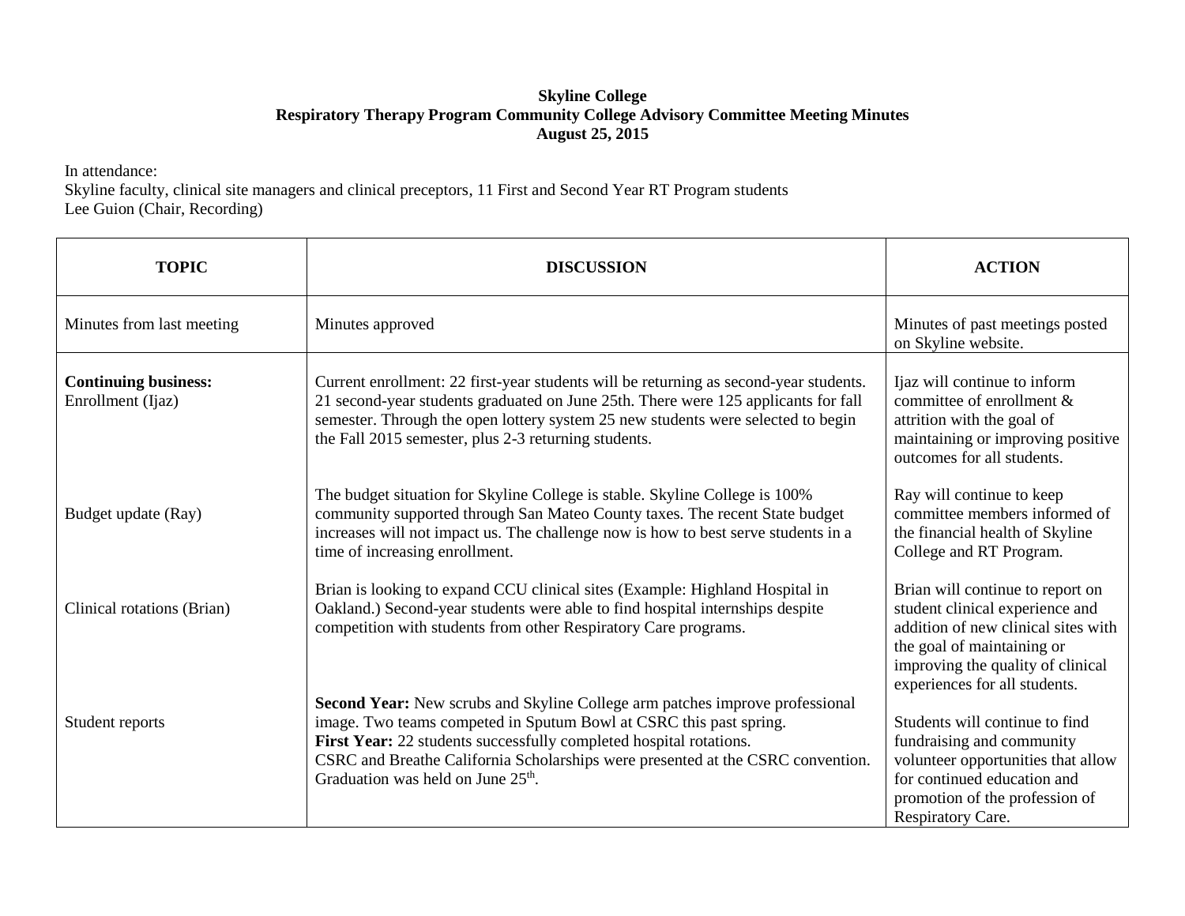**Skyline College**
**Respiratory Therapy Program Community College Advisory Committee Meeting Minutes**
**August 25, 2015**

In attendance:
Skyline faculty, clinical site managers and clinical preceptors, 11 First and Second Year RT Program students
Lee Guion (Chair, Recording)

| TOPIC | DISCUSSION | ACTION |
| --- | --- | --- |
| Minutes from last meeting | Minutes approved | Minutes of past meetings posted on Skyline website. |
| **Continuing business:** Enrollment (Ijaz) | Current enrollment: 22 first-year students will be returning as second-year students. 21 second-year students graduated on June 25th. There were 125 applicants for fall semester. Through the open lottery system 25 new students were selected to begin the Fall 2015 semester, plus 2-3 returning students. | Ijaz will continue to inform committee of enrollment & attrition with the goal of maintaining or improving positive outcomes for all students. |
| Budget update (Ray) | The budget situation for Skyline College is stable. Skyline College is 100% community supported through San Mateo County taxes. The recent State budget increases will not impact us. The challenge now is how to best serve students in a time of increasing enrollment. | Ray will continue to keep committee members informed of the financial health of Skyline College and RT Program. |
| Clinical rotations (Brian) | Brian is looking to expand CCU clinical sites (Example: Highland Hospital in Oakland.) Second-year students were able to find hospital internships despite competition with students from other Respiratory Care programs. | Brian will continue to report on student clinical experience and addition of new clinical sites with the goal of maintaining or improving the quality of clinical experiences for all students. |
| Student reports | **Second Year:** New scrubs and Skyline College arm patches improve professional image. Two teams competed in Sputum Bowl at CSRC this past spring. **First Year:** 22 students successfully completed hospital rotations. CSRC and Breathe California Scholarships were presented at the CSRC convention. Graduation was held on June 25th. | Students will continue to find fundraising and community volunteer opportunities that allow for continued education and promotion of the profession of Respiratory Care. |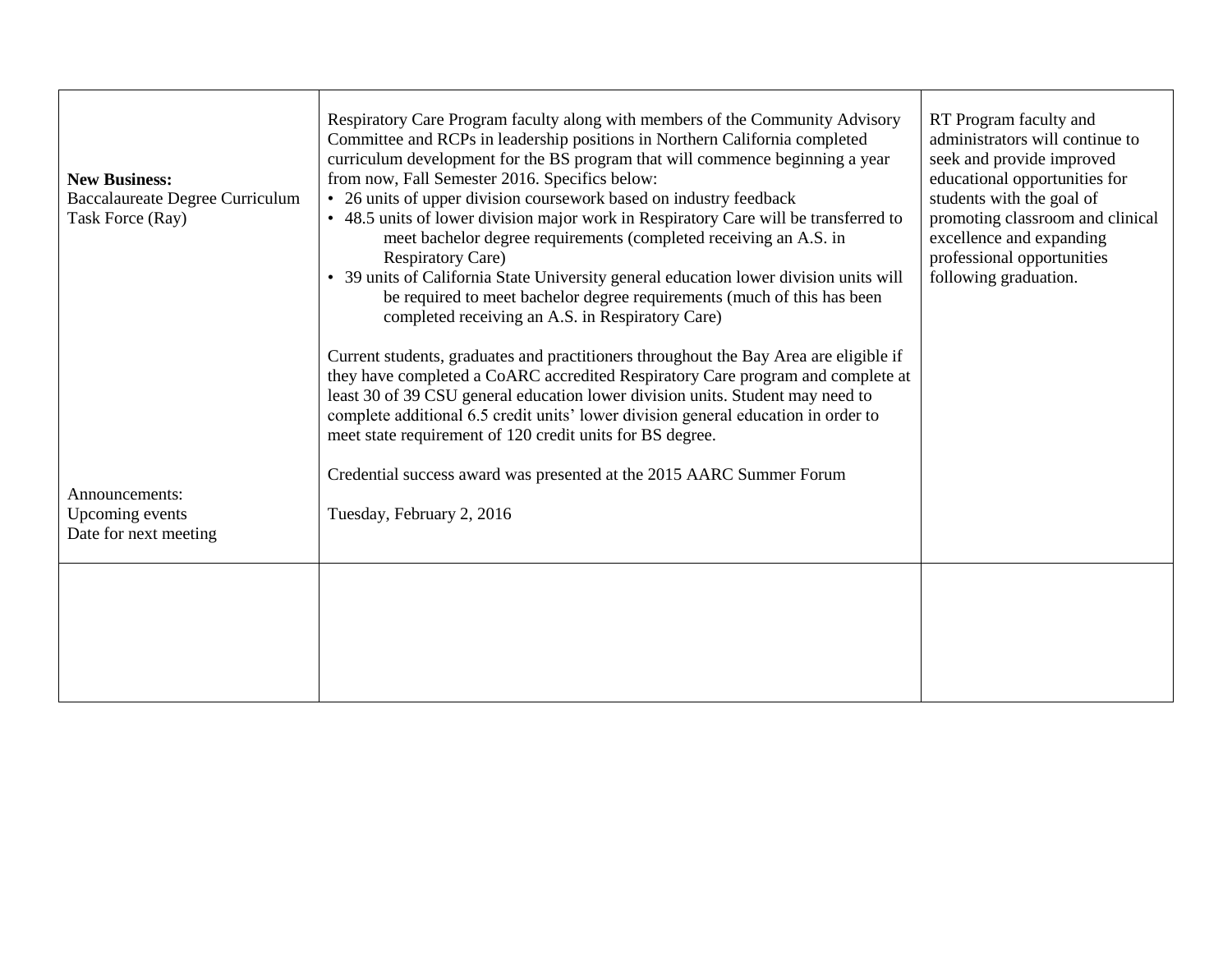| | | |
|---|---|---|
| **New Business:**<br>Baccalaureate Degree Curriculum Task Force (Ray)<br><br>Announcements:<br>Upcoming events<br>Date for next meeting | Respiratory Care Program faculty along with members of the Community Advisory Committee and RCPs in leadership positions in Northern California completed curriculum development for the BS program that will commence beginning a year from now, Fall Semester 2016. Specifics below:<br>• 26 units of upper division coursework based on industry feedback<br>• 48.5 units of lower division major work in Respiratory Care will be transferred to meet bachelor degree requirements (completed receiving an A.S. in Respiratory Care)<br>• 39 units of California State University general education lower division units will be required to meet bachelor degree requirements (much of this has been completed receiving an A.S. in Respiratory Care)<br><br>Current students, graduates and practitioners throughout the Bay Area are eligible if they have completed a CoARC accredited Respiratory Care program and complete at least 30 of 39 CSU general education lower division units. Student may need to complete additional 6.5 credit units' lower division general education in order to meet state requirement of 120 credit units for BS degree.<br><br>Credential success award was presented at the 2015 AARC Summer Forum<br><br>Tuesday, February 2, 2016 | RT Program faculty and administrators will continue to seek and provide improved educational opportunities for students with the goal of promoting classroom and clinical excellence and expanding professional opportunities following graduation. |
| | | |